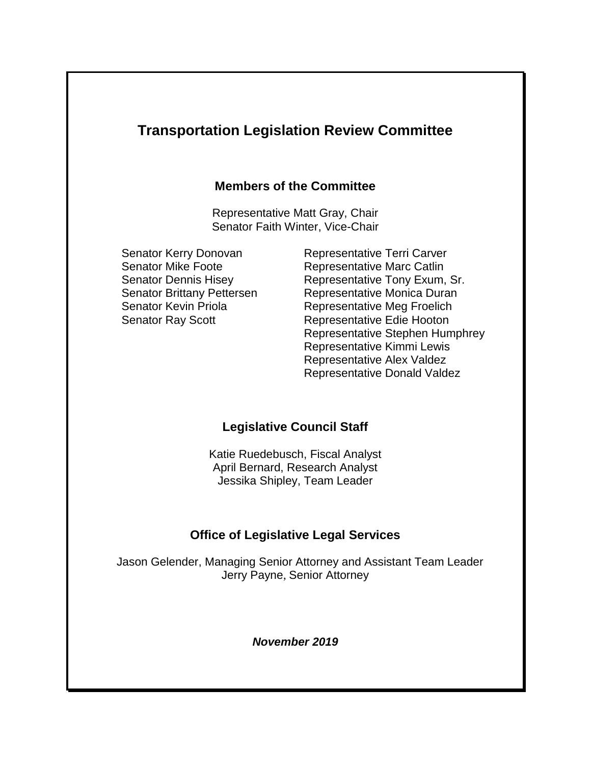# Transportation Legislation Review Committee

## Members of the Committee

Representative Matt Gray, Chair
Senator Faith Winter, Vice-Chair

Senator Kerry Donovan
Senator Mike Foote
Senator Dennis Hisey
Senator Brittany Pettersen
Senator Kevin Priola
Senator Ray Scott

Representative Terri Carver
Representative Marc Catlin
Representative Tony Exum, Sr.
Representative Monica Duran
Representative Meg Froelich
Representative Edie Hooton
Representative Stephen Humphrey
Representative Kimmi Lewis
Representative Alex Valdez
Representative Donald Valdez

## Legislative Council Staff

Katie Ruedebusch, Fiscal Analyst
April Bernard, Research Analyst
Jessika Shipley, Team Leader

## Office of Legislative Legal Services

Jason Gelender, Managing Senior Attorney and Assistant Team Leader
Jerry Payne, Senior Attorney

***November 2019***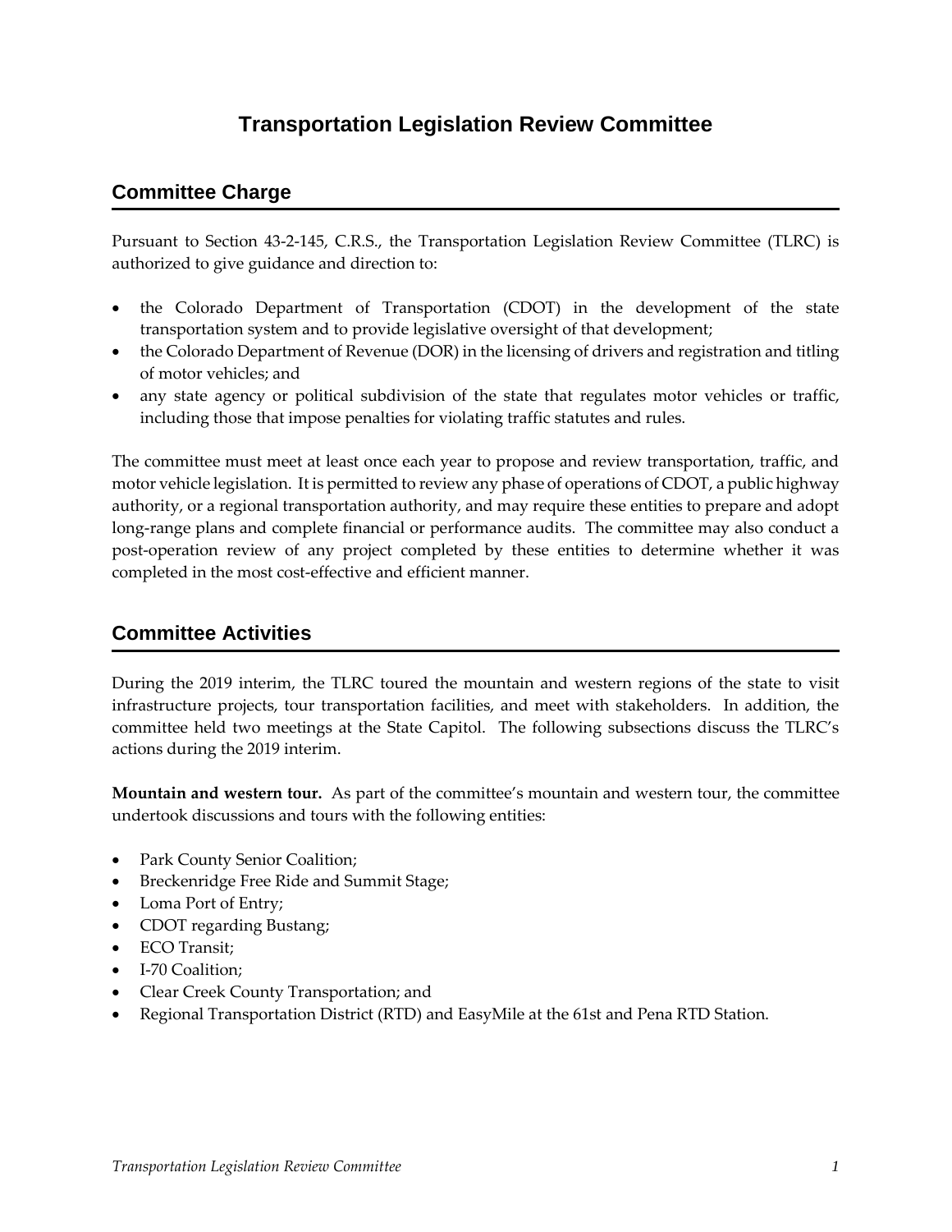# Transportation Legislation Review Committee

## Committee Charge

Pursuant to Section 43-2-145, C.R.S., the Transportation Legislation Review Committee (TLRC) is authorized to give guidance and direction to:

- the Colorado Department of Transportation (CDOT) in the development of the state transportation system and to provide legislative oversight of that development;
- the Colorado Department of Revenue (DOR) in the licensing of drivers and registration and titling of motor vehicles; and
- any state agency or political subdivision of the state that regulates motor vehicles or traffic, including those that impose penalties for violating traffic statutes and rules.

The committee must meet at least once each year to propose and review transportation, traffic, and motor vehicle legislation. It is permitted to review any phase of operations of CDOT, a public highway authority, or a regional transportation authority, and may require these entities to prepare and adopt long-range plans and complete financial or performance audits. The committee may also conduct a post-operation review of any project completed by these entities to determine whether it was completed in the most cost-effective and efficient manner.

## Committee Activities

During the 2019 interim, the TLRC toured the mountain and western regions of the state to visit infrastructure projects, tour transportation facilities, and meet with stakeholders. In addition, the committee held two meetings at the State Capitol. The following subsections discuss the TLRC's actions during the 2019 interim.

**Mountain and western tour.** As part of the committee's mountain and western tour, the committee undertook discussions and tours with the following entities:

- Park County Senior Coalition;
- Breckenridge Free Ride and Summit Stage;
- Loma Port of Entry;
- CDOT regarding Bustang;
- ECO Transit;
- I-70 Coalition;
- Clear Creek County Transportation; and
- Regional Transportation District (RTD) and EasyMile at the 61st and Pena RTD Station.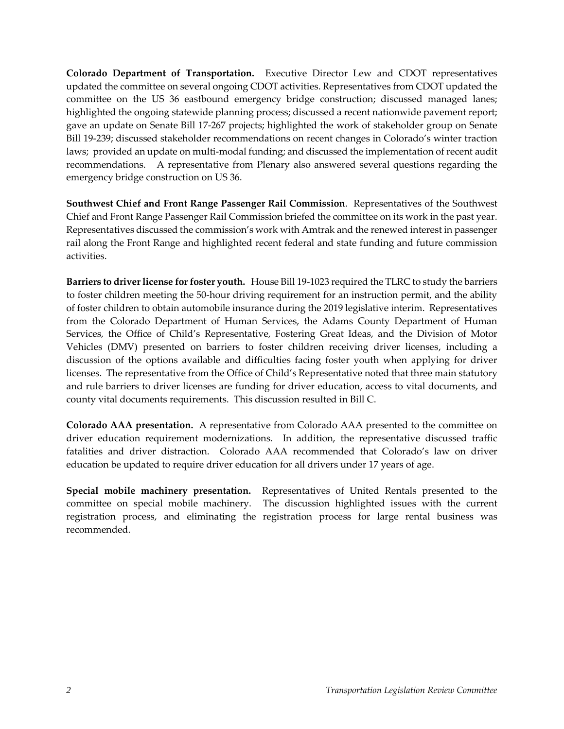**Colorado Department of Transportation.** Executive Director Lew and CDOT representatives updated the committee on several ongoing CDOT activities. Representatives from CDOT updated the committee on the US 36 eastbound emergency bridge construction; discussed managed lanes; highlighted the ongoing statewide planning process; discussed a recent nationwide pavement report; gave an update on Senate Bill 17-267 projects; highlighted the work of stakeholder group on Senate Bill 19-239; discussed stakeholder recommendations on recent changes in Colorado's winter traction laws; provided an update on multi-modal funding; and discussed the implementation of recent audit recommendations. A representative from Plenary also answered several questions regarding the emergency bridge construction on US 36.

**Southwest Chief and Front Range Passenger Rail Commission**. Representatives of the Southwest Chief and Front Range Passenger Rail Commission briefed the committee on its work in the past year. Representatives discussed the commission's work with Amtrak and the renewed interest in passenger rail along the Front Range and highlighted recent federal and state funding and future commission activities.

**Barriers to driver license for foster youth.** House Bill 19-1023 required the TLRC to study the barriers to foster children meeting the 50-hour driving requirement for an instruction permit, and the ability of foster children to obtain automobile insurance during the 2019 legislative interim. Representatives from the Colorado Department of Human Services, the Adams County Department of Human Services, the Office of Child's Representative, Fostering Great Ideas, and the Division of Motor Vehicles (DMV) presented on barriers to foster children receiving driver licenses, including a discussion of the options available and difficulties facing foster youth when applying for driver licenses. The representative from the Office of Child's Representative noted that three main statutory and rule barriers to driver licenses are funding for driver education, access to vital documents, and county vital documents requirements. This discussion resulted in Bill C.

**Colorado AAA presentation.** A representative from Colorado AAA presented to the committee on driver education requirement modernizations. In addition, the representative discussed traffic fatalities and driver distraction. Colorado AAA recommended that Colorado's law on driver education be updated to require driver education for all drivers under 17 years of age.

**Special mobile machinery presentation.** Representatives of United Rentals presented to the committee on special mobile machinery. The discussion highlighted issues with the current registration process, and eliminating the registration process for large rental business was recommended.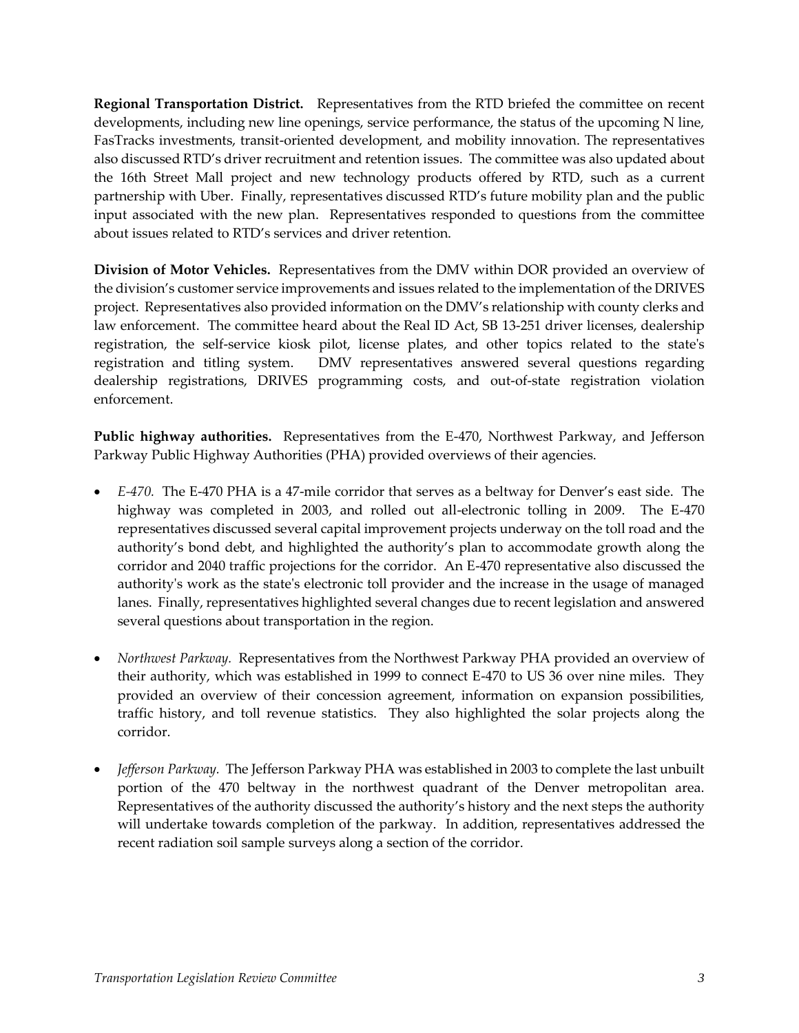**Regional Transportation District.** Representatives from the RTD briefed the committee on recent developments, including new line openings, service performance, the status of the upcoming N line, FasTracks investments, transit-oriented development, and mobility innovation. The representatives also discussed RTD's driver recruitment and retention issues. The committee was also updated about the 16th Street Mall project and new technology products offered by RTD, such as a current partnership with Uber. Finally, representatives discussed RTD's future mobility plan and the public input associated with the new plan. Representatives responded to questions from the committee about issues related to RTD's services and driver retention.

**Division of Motor Vehicles.** Representatives from the DMV within DOR provided an overview of the division's customer service improvements and issues related to the implementation of the DRIVES project. Representatives also provided information on the DMV's relationship with county clerks and law enforcement. The committee heard about the Real ID Act, SB 13-251 driver licenses, dealership registration, the self-service kiosk pilot, license plates, and other topics related to the state's registration and titling system. DMV representatives answered several questions regarding dealership registrations, DRIVES programming costs, and out-of-state registration violation enforcement.

**Public highway authorities.** Representatives from the E-470, Northwest Parkway, and Jefferson Parkway Public Highway Authorities (PHA) provided overviews of their agencies.

- *E-470.* The E-470 PHA is a 47-mile corridor that serves as a beltway for Denver's east side. The highway was completed in 2003, and rolled out all-electronic tolling in 2009. The E-470 representatives discussed several capital improvement projects underway on the toll road and the authority's bond debt, and highlighted the authority's plan to accommodate growth along the corridor and 2040 traffic projections for the corridor. An E-470 representative also discussed the authority's work as the state's electronic toll provider and the increase in the usage of managed lanes. Finally, representatives highlighted several changes due to recent legislation and answered several questions about transportation in the region.

- *Northwest Parkway.* Representatives from the Northwest Parkway PHA provided an overview of their authority, which was established in 1999 to connect E-470 to US 36 over nine miles. They provided an overview of their concession agreement, information on expansion possibilities, traffic history, and toll revenue statistics. They also highlighted the solar projects along the corridor.

- *Jefferson Parkway.* The Jefferson Parkway PHA was established in 2003 to complete the last unbuilt portion of the 470 beltway in the northwest quadrant of the Denver metropolitan area. Representatives of the authority discussed the authority's history and the next steps the authority will undertake towards completion of the parkway. In addition, representatives addressed the recent radiation soil sample surveys along a section of the corridor.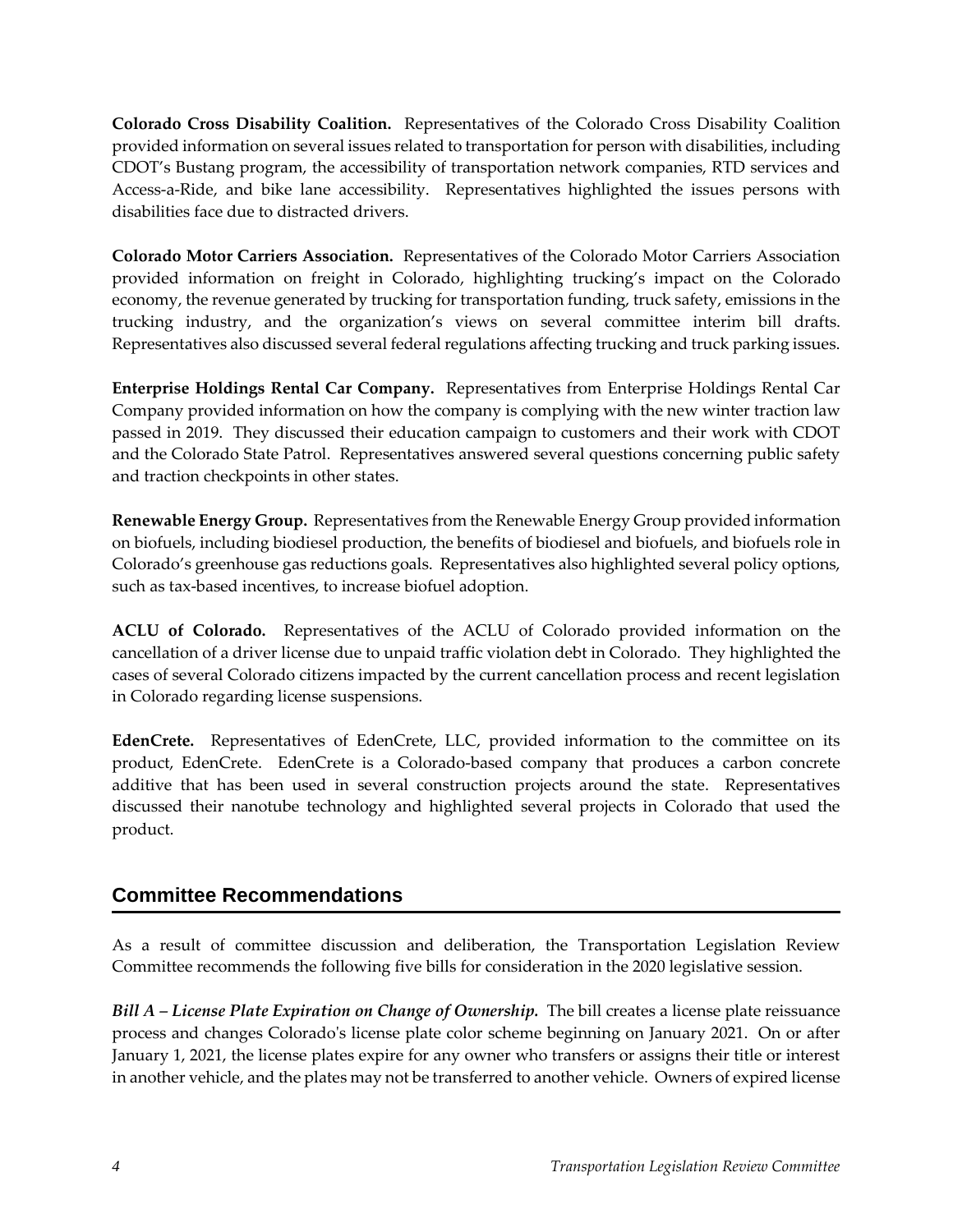**Colorado Cross Disability Coalition.** Representatives of the Colorado Cross Disability Coalition provided information on several issues related to transportation for person with disabilities, including CDOT's Bustang program, the accessibility of transportation network companies, RTD services and Access-a-Ride, and bike lane accessibility. Representatives highlighted the issues persons with disabilities face due to distracted drivers.

**Colorado Motor Carriers Association.** Representatives of the Colorado Motor Carriers Association provided information on freight in Colorado, highlighting trucking's impact on the Colorado economy, the revenue generated by trucking for transportation funding, truck safety, emissions in the trucking industry, and the organization's views on several committee interim bill drafts. Representatives also discussed several federal regulations affecting trucking and truck parking issues.

**Enterprise Holdings Rental Car Company.** Representatives from Enterprise Holdings Rental Car Company provided information on how the company is complying with the new winter traction law passed in 2019. They discussed their education campaign to customers and their work with CDOT and the Colorado State Patrol. Representatives answered several questions concerning public safety and traction checkpoints in other states.

**Renewable Energy Group.** Representatives from the Renewable Energy Group provided information on biofuels, including biodiesel production, the benefits of biodiesel and biofuels, and biofuels role in Colorado's greenhouse gas reductions goals. Representatives also highlighted several policy options, such as tax-based incentives, to increase biofuel adoption.

**ACLU of Colorado.** Representatives of the ACLU of Colorado provided information on the cancellation of a driver license due to unpaid traffic violation debt in Colorado. They highlighted the cases of several Colorado citizens impacted by the current cancellation process and recent legislation in Colorado regarding license suspensions.

**EdenCrete.** Representatives of EdenCrete, LLC, provided information to the committee on its product, EdenCrete. EdenCrete is a Colorado-based company that produces a carbon concrete additive that has been used in several construction projects around the state. Representatives discussed their nanotube technology and highlighted several projects in Colorado that used the product.

## Committee Recommendations

As a result of committee discussion and deliberation, the Transportation Legislation Review Committee recommends the following five bills for consideration in the 2020 legislative session.

***Bill A – License Plate Expiration on Change of Ownership.*** The bill creates a license plate reissuance process and changes Colorado's license plate color scheme beginning on January 2021. On or after January 1, 2021, the license plates expire for any owner who transfers or assigns their title or interest in another vehicle, and the plates may not be transferred to another vehicle. Owners of expired license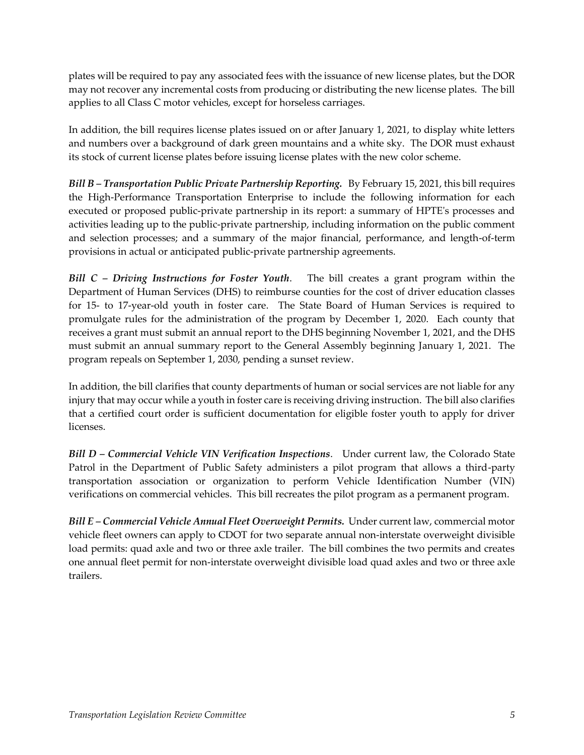plates will be required to pay any associated fees with the issuance of new license plates, but the DOR may not recover any incremental costs from producing or distributing the new license plates. The bill applies to all Class C motor vehicles, except for horseless carriages.

In addition, the bill requires license plates issued on or after January 1, 2021, to display white letters and numbers over a background of dark green mountains and a white sky. The DOR must exhaust its stock of current license plates before issuing license plates with the new color scheme.

***Bill B – Transportation Public Private Partnership Reporting.*** By February 15, 2021, this bill requires the High-Performance Transportation Enterprise to include the following information for each executed or proposed public-private partnership in its report: a summary of HPTE's processes and activities leading up to the public-private partnership, including information on the public comment and selection processes; and a summary of the major financial, performance, and length-of-term provisions in actual or anticipated public-private partnership agreements.

***Bill C – Driving Instructions for Foster Youth***. The bill creates a grant program within the Department of Human Services (DHS) to reimburse counties for the cost of driver education classes for 15- to 17-year-old youth in foster care. The State Board of Human Services is required to promulgate rules for the administration of the program by December 1, 2020. Each county that receives a grant must submit an annual report to the DHS beginning November 1, 2021, and the DHS must submit an annual summary report to the General Assembly beginning January 1, 2021. The program repeals on September 1, 2030, pending a sunset review.

In addition, the bill clarifies that county departments of human or social services are not liable for any injury that may occur while a youth in foster care is receiving driving instruction. The bill also clarifies that a certified court order is sufficient documentation for eligible foster youth to apply for driver licenses.

***Bill D – Commercial Vehicle VIN Verification Inspections***. Under current law, the Colorado State Patrol in the Department of Public Safety administers a pilot program that allows a third-party transportation association or organization to perform Vehicle Identification Number (VIN) verifications on commercial vehicles. This bill recreates the pilot program as a permanent program.

***Bill E – Commercial Vehicle Annual Fleet Overweight Permits.*** Under current law, commercial motor vehicle fleet owners can apply to CDOT for two separate annual non-interstate overweight divisible load permits: quad axle and two or three axle trailer. The bill combines the two permits and creates one annual fleet permit for non-interstate overweight divisible load quad axles and two or three axle trailers.